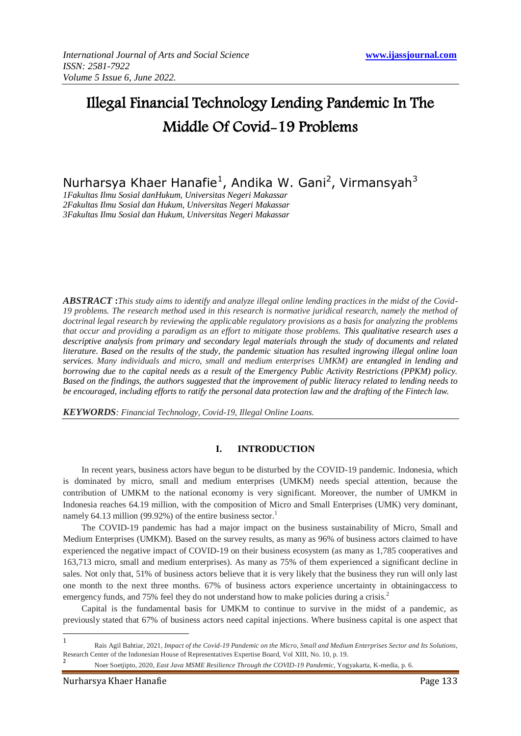# Illegal Financial Technology Lending Pandemic In The Middle Of Covid-19 Problems

Nurharsya Khaer Hanafie[1], Andika W. Gani[2], Virmansyah[3]

*1Fakultas Ilmu Sosial danHukum, Universitas Negeri Makassar*
*2Fakultas Ilmu Sosial dan Hukum, Universitas Negeri Makassar*
*3Fakultas Ilmu Sosial dan Hukum, Universitas Negeri Makassar*

***ABSTRACT*** **:***This study aims to identify and analyze illegal online lending practices in the midst of the Covid-19 problems. The research method used in this research is normative juridical research, namely the method of doctrinal legal research by reviewing the applicable regulatory provisions as a basis for analyzing the problems that occur and providing a paradigm as an effort to mitigate those problems. This qualitative research uses a descriptive analysis from primary and secondary legal materials through the study of documents and related literature. Based on the results of the study, the pandemic situation has resulted ingrowing illegal online loan services. Many individuals and micro, small and medium enterprises UMKM) are entangled in lending and borrowing due to the capital needs as a result of the Emergency Public Activity Restrictions (PPKM) policy. Based on the findings, the authors suggested that the improvement of public literacy related to lending needs to be encouraged, including efforts to ratify the personal data protection law and the drafting of the Fintech law.*

***KEYWORDS****: Financial Technology, Covid-19, Illegal Online Loans.*

## I. INTRODUCTION

In recent years, business actors have begun to be disturbed by the COVID-19 pandemic. Indonesia, which is dominated by micro, small and medium enterprises (UMKM) needs special attention, because the contribution of UMKM to the national economy is very significant. Moreover, the number of UMKM in Indonesia reaches 64.19 million, with the composition of Micro and Small Enterprises (UMK) very dominant, namely 64.13 million (99.92%) of the entire business sector.[1]

The COVID-19 pandemic has had a major impact on the business sustainability of Micro, Small and Medium Enterprises (UMKM). Based on the survey results, as many as 96% of business actors claimed to have experienced the negative impact of COVID-19 on their business ecosystem (as many as 1,785 cooperatives and 163,713 micro, small and medium enterprises). As many as 75% of them experienced a significant decline in sales. Not only that, 51% of business actors believe that it is very likely that the business they run will only last one month to the next three months. 67% of business actors experience uncertainty in obtainingaccess to emergency funds, and 75% feel they do not understand how to make policies during a crisis.[2]

Capital is the fundamental basis for UMKM to continue to survive in the midst of a pandemic, as previously stated that 67% of business actors need capital injections. Where business capital is one aspect that

---

[1] Rais Agil Bahtiar, 2021, *Impact of the Covid-19 Pandemic on the Micro, Small and Medium Enterprises Sector and Its Solutions*, Research Center of the Indonesian House of Representatives Expertise Board, Vol XIII, No. 10, p. 19.

[2] Noer Soetjipto, 2020, *East Java MSME Resilience Through the COVID-19 Pandemic*, Yogyakarta, K-media, p. 6.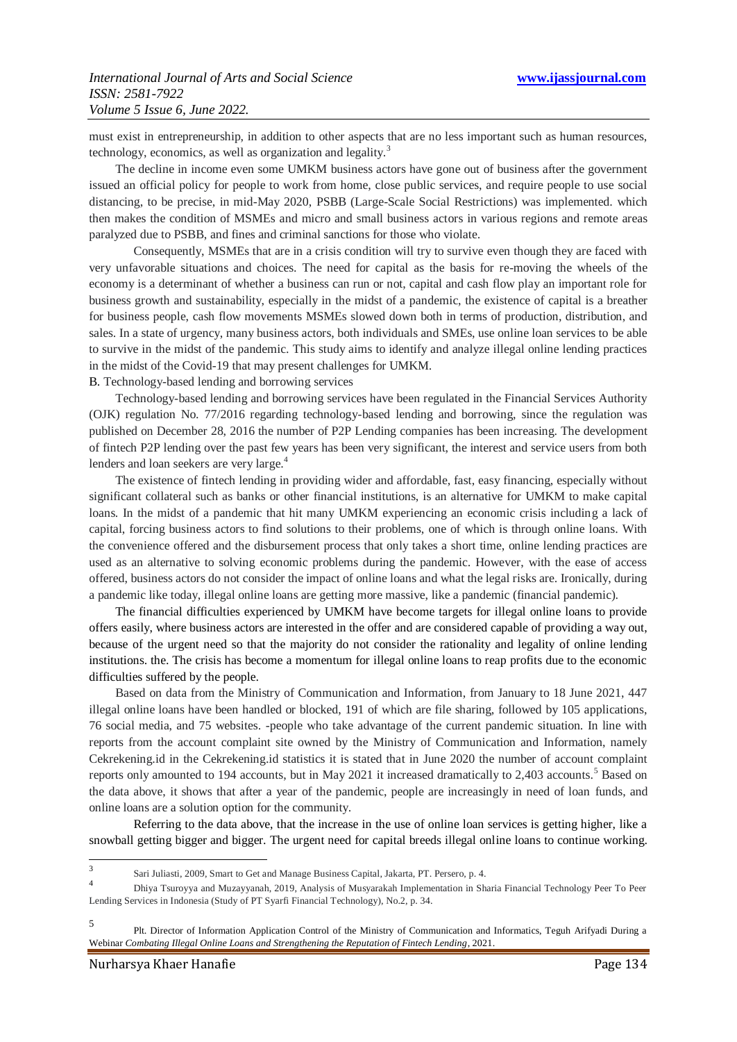must exist in entrepreneurship, in addition to other aspects that are no less important such as human resources, technology, economics, as well as organization and legality.[3]

The decline in income even some UMKM business actors have gone out of business after the government issued an official policy for people to work from home, close public services, and require people to use social distancing, to be precise, in mid-May 2020, PSBB (Large-Scale Social Restrictions) was implemented. which then makes the condition of MSMEs and micro and small business actors in various regions and remote areas paralyzed due to PSBB, and fines and criminal sanctions for those who violate.

Consequently, MSMEs that are in a crisis condition will try to survive even though they are faced with very unfavorable situations and choices. The need for capital as the basis for re-moving the wheels of the economy is a determinant of whether a business can run or not, capital and cash flow play an important role for business growth and sustainability, especially in the midst of a pandemic, the existence of capital is a breather for business people, cash flow movements MSMEs slowed down both in terms of production, distribution, and sales. In a state of urgency, many business actors, both individuals and SMEs, use online loan services to be able to survive in the midst of the pandemic. This study aims to identify and analyze illegal online lending practices in the midst of the Covid-19 that may present challenges for UMKM.

B. Technology-based lending and borrowing services

Technology-based lending and borrowing services have been regulated in the Financial Services Authority (OJK) regulation No. 77/2016 regarding technology-based lending and borrowing, since the regulation was published on December 28, 2016 the number of P2P Lending companies has been increasing. The development of fintech P2P lending over the past few years has been very significant, the interest and service users from both lenders and loan seekers are very large.[4]

The existence of fintech lending in providing wider and affordable, fast, easy financing, especially without significant collateral such as banks or other financial institutions, is an alternative for UMKM to make capital loans. In the midst of a pandemic that hit many UMKM experiencing an economic crisis including a lack of capital, forcing business actors to find solutions to their problems, one of which is through online loans. With the convenience offered and the disbursement process that only takes a short time, online lending practices are used as an alternative to solving economic problems during the pandemic. However, with the ease of access offered, business actors do not consider the impact of online loans and what the legal risks are. Ironically, during a pandemic like today, illegal online loans are getting more massive, like a pandemic (financial pandemic).

The financial difficulties experienced by UMKM have become targets for illegal online loans to provide offers easily, where business actors are interested in the offer and are considered capable of providing a way out, because of the urgent need so that the majority do not consider the rationality and legality of online lending institutions. the. The crisis has become a momentum for illegal online loans to reap profits due to the economic difficulties suffered by the people.

Based on data from the Ministry of Communication and Information, from January to 18 June 2021, 447 illegal online loans have been handled or blocked, 191 of which are file sharing, followed by 105 applications, 76 social media, and 75 websites. -people who take advantage of the current pandemic situation. In line with reports from the account complaint site owned by the Ministry of Communication and Information, namely Cekrekening.id in the Cekrekening.id statistics it is stated that in June 2020 the number of account complaint reports only amounted to 194 accounts, but in May 2021 it increased dramatically to 2,403 accounts.[5] Based on the data above, it shows that after a year of the pandemic, people are increasingly in need of loan funds, and online loans are a solution option for the community.

Referring to the data above, that the increase in the use of online loan services is getting higher, like a snowball getting bigger and bigger. The urgent need for capital breeds illegal online loans to continue working.

---

[3] Sari Juliasti, 2009, Smart to Get and Manage Business Capital, Jakarta, PT. Persero, p. 4.

[4] Dhiya Tsuroyya and Muzayyanah, 2019, Analysis of Musyarakah Implementation in Sharia Financial Technology Peer To Peer Lending Services in Indonesia (Study of PT Syarfi Financial Technology), No.2, p. 34.

[5] Plt. Director of Information Application Control of the Ministry of Communication and Informatics, Teguh Arifyadi During a Webinar *Combating Illegal Online Loans and Strengthening the Reputation of Fintech Lending*, 2021.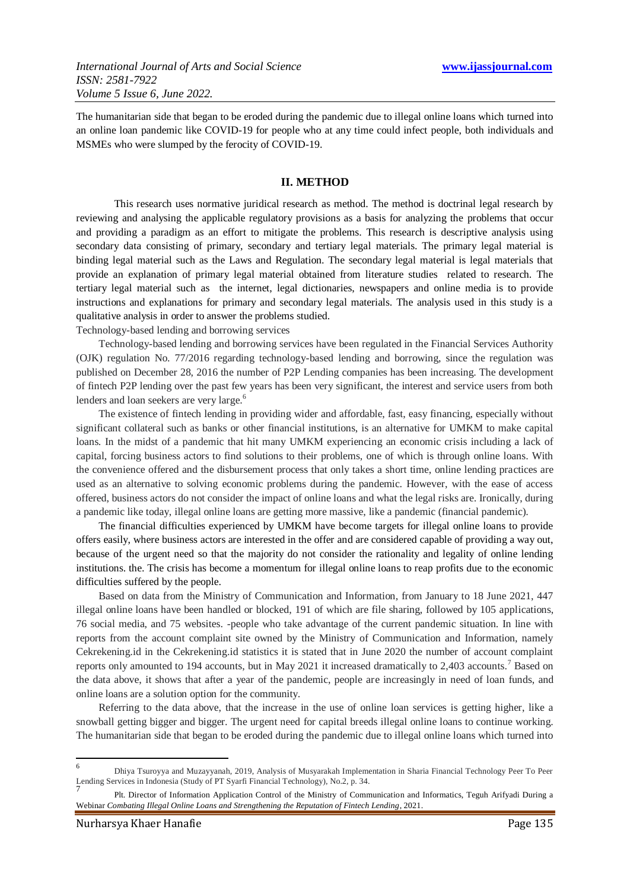The humanitarian side that began to be eroded during the pandemic due to illegal online loans which turned into an online loan pandemic like COVID-19 for people who at any time could infect people, both individuals and MSMEs who were slumped by the ferocity of COVID-19.

## II. METHOD

This research uses normative juridical research as method. The method is doctrinal legal research by reviewing and analysing the applicable regulatory provisions as a basis for analyzing the problems that occur and providing a paradigm as an effort to mitigate the problems. This research is descriptive analysis using secondary data consisting of primary, secondary and tertiary legal materials. The primary legal material is binding legal material such as the Laws and Regulation. The secondary legal material is legal materials that provide an explanation of primary legal material obtained from literature studies related to research. The tertiary legal material such as the internet, legal dictionaries, newspapers and online media is to provide instructions and explanations for primary and secondary legal materials. The analysis used in this study is a qualitative analysis in order to answer the problems studied.

Technology-based lending and borrowing services

Technology-based lending and borrowing services have been regulated in the Financial Services Authority (OJK) regulation No. 77/2016 regarding technology-based lending and borrowing, since the regulation was published on December 28, 2016 the number of P2P Lending companies has been increasing. The development of fintech P2P lending over the past few years has been very significant, the interest and service users from both lenders and loan seekers are very large.[6]

The existence of fintech lending in providing wider and affordable, fast, easy financing, especially without significant collateral such as banks or other financial institutions, is an alternative for UMKM to make capital loans. In the midst of a pandemic that hit many UMKM experiencing an economic crisis including a lack of capital, forcing business actors to find solutions to their problems, one of which is through online loans. With the convenience offered and the disbursement process that only takes a short time, online lending practices are used as an alternative to solving economic problems during the pandemic. However, with the ease of access offered, business actors do not consider the impact of online loans and what the legal risks are. Ironically, during a pandemic like today, illegal online loans are getting more massive, like a pandemic (financial pandemic).

The financial difficulties experienced by UMKM have become targets for illegal online loans to provide offers easily, where business actors are interested in the offer and are considered capable of providing a way out, because of the urgent need so that the majority do not consider the rationality and legality of online lending institutions. the. The crisis has become a momentum for illegal online loans to reap profits due to the economic difficulties suffered by the people.

Based on data from the Ministry of Communication and Information, from January to 18 June 2021, 447 illegal online loans have been handled or blocked, 191 of which are file sharing, followed by 105 applications, 76 social media, and 75 websites. -people who take advantage of the current pandemic situation. In line with reports from the account complaint site owned by the Ministry of Communication and Information, namely Cekrekening.id in the Cekrekening.id statistics it is stated that in June 2020 the number of account complaint reports only amounted to 194 accounts, but in May 2021 it increased dramatically to 2,403 accounts.[7] Based on the data above, it shows that after a year of the pandemic, people are increasingly in need of loan funds, and online loans are a solution option for the community.

Referring to the data above, that the increase in the use of online loan services is getting higher, like a snowball getting bigger and bigger. The urgent need for capital breeds illegal online loans to continue working. The humanitarian side that began to be eroded during the pandemic due to illegal online loans which turned into

---

[6] Dhiya Tsuroyya and Muzayyanah, 2019, Analysis of Musyarakah Implementation in Sharia Financial Technology Peer To Peer Lending Services in Indonesia (Study of PT Syarfi Financial Technology), No.2, p. 34.

[7] Plt. Director of Information Application Control of the Ministry of Communication and Informatics, Teguh Arifyadi During a Webinar *Combating Illegal Online Loans and Strengthening the Reputation of Fintech Lending*, 2021.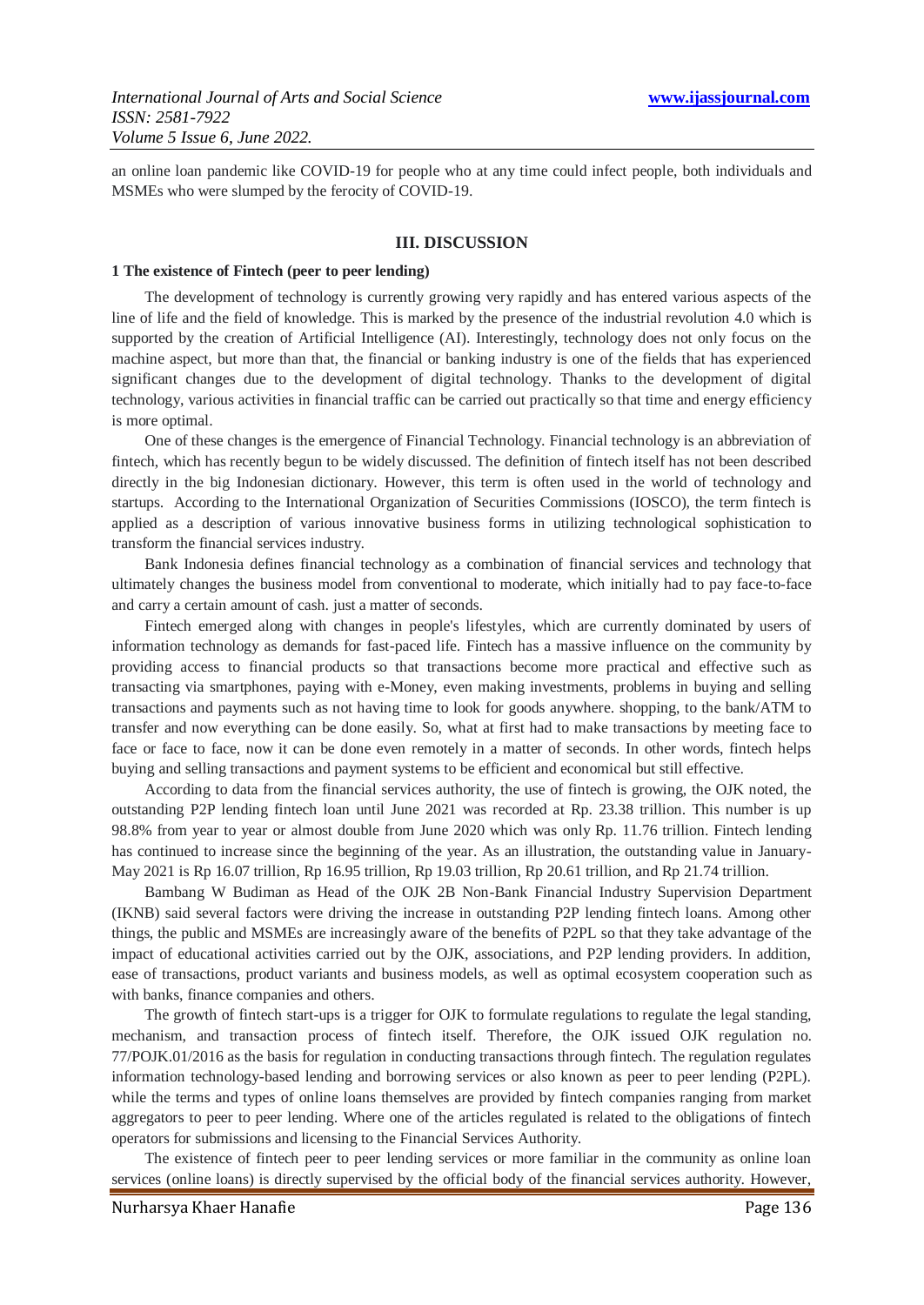an online loan pandemic like COVID-19 for people who at any time could infect people, both individuals and MSMEs who were slumped by the ferocity of COVID-19.

## III. DISCUSSION

### 1 The existence of Fintech (peer to peer lending)

The development of technology is currently growing very rapidly and has entered various aspects of the line of life and the field of knowledge. This is marked by the presence of the industrial revolution 4.0 which is supported by the creation of Artificial Intelligence (AI). Interestingly, technology does not only focus on the machine aspect, but more than that, the financial or banking industry is one of the fields that has experienced significant changes due to the development of digital technology. Thanks to the development of digital technology, various activities in financial traffic can be carried out practically so that time and energy efficiency is more optimal.

One of these changes is the emergence of Financial Technology. Financial technology is an abbreviation of fintech, which has recently begun to be widely discussed. The definition of fintech itself has not been described directly in the big Indonesian dictionary. However, this term is often used in the world of technology and startups. According to the International Organization of Securities Commissions (IOSCO), the term fintech is applied as a description of various innovative business forms in utilizing technological sophistication to transform the financial services industry.

Bank Indonesia defines financial technology as a combination of financial services and technology that ultimately changes the business model from conventional to moderate, which initially had to pay face-to-face and carry a certain amount of cash. just a matter of seconds.

Fintech emerged along with changes in people's lifestyles, which are currently dominated by users of information technology as demands for fast-paced life. Fintech has a massive influence on the community by providing access to financial products so that transactions become more practical and effective such as transacting via smartphones, paying with e-Money, even making investments, problems in buying and selling transactions and payments such as not having time to look for goods anywhere. shopping, to the bank/ATM to transfer and now everything can be done easily. So, what at first had to make transactions by meeting face to face or face to face, now it can be done even remotely in a matter of seconds. In other words, fintech helps buying and selling transactions and payment systems to be efficient and economical but still effective.

According to data from the financial services authority, the use of fintech is growing, the OJK noted, the outstanding P2P lending fintech loan until June 2021 was recorded at Rp. 23.38 trillion. This number is up 98.8% from year to year or almost double from June 2020 which was only Rp. 11.76 trillion. Fintech lending has continued to increase since the beginning of the year. As an illustration, the outstanding value in January-May 2021 is Rp 16.07 trillion, Rp 16.95 trillion, Rp 19.03 trillion, Rp 20.61 trillion, and Rp 21.74 trillion.

Bambang W Budiman as Head of the OJK 2B Non-Bank Financial Industry Supervision Department (IKNB) said several factors were driving the increase in outstanding P2P lending fintech loans. Among other things, the public and MSMEs are increasingly aware of the benefits of P2PL so that they take advantage of the impact of educational activities carried out by the OJK, associations, and P2P lending providers. In addition, ease of transactions, product variants and business models, as well as optimal ecosystem cooperation such as with banks, finance companies and others.

The growth of fintech start-ups is a trigger for OJK to formulate regulations to regulate the legal standing, mechanism, and transaction process of fintech itself. Therefore, the OJK issued OJK regulation no. 77/POJK.01/2016 as the basis for regulation in conducting transactions through fintech. The regulation regulates information technology-based lending and borrowing services or also known as peer to peer lending (P2PL). while the terms and types of online loans themselves are provided by fintech companies ranging from market aggregators to peer to peer lending. Where one of the articles regulated is related to the obligations of fintech operators for submissions and licensing to the Financial Services Authority.

The existence of fintech peer to peer lending services or more familiar in the community as online loan services (online loans) is directly supervised by the official body of the financial services authority. However,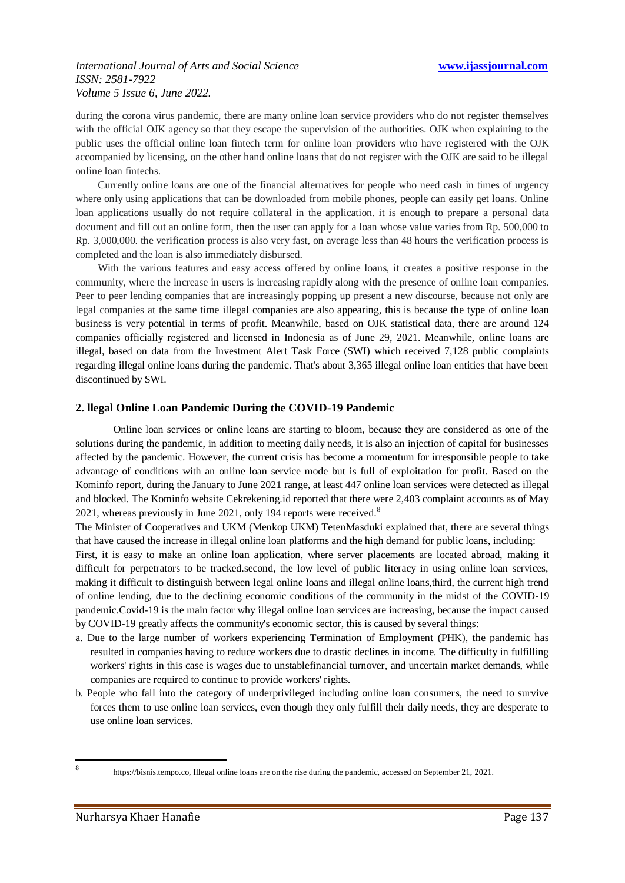during the corona virus pandemic, there are many online loan service providers who do not register themselves with the official OJK agency so that they escape the supervision of the authorities. OJK when explaining to the public uses the official online loan fintech term for online loan providers who have registered with the OJK accompanied by licensing, on the other hand online loans that do not register with the OJK are said to be illegal online loan fintechs.

Currently online loans are one of the financial alternatives for people who need cash in times of urgency where only using applications that can be downloaded from mobile phones, people can easily get loans. Online loan applications usually do not require collateral in the application. it is enough to prepare a personal data document and fill out an online form, then the user can apply for a loan whose value varies from Rp. 500,000 to Rp. 3,000,000. the verification process is also very fast, on average less than 48 hours the verification process is completed and the loan is also immediately disbursed.

With the various features and easy access offered by online loans, it creates a positive response in the community, where the increase in users is increasing rapidly along with the presence of online loan companies. Peer to peer lending companies that are increasingly popping up present a new discourse, because not only are legal companies at the same time illegal companies are also appearing, this is because the type of online loan business is very potential in terms of profit. Meanwhile, based on OJK statistical data, there are around 124 companies officially registered and licensed in Indonesia as of June 29, 2021. Meanwhile, online loans are illegal, based on data from the Investment Alert Task Force (SWI) which received 7,128 public complaints regarding illegal online loans during the pandemic. That's about 3,365 illegal online loan entities that have been discontinued by SWI.

## 2. llegal Online Loan Pandemic During the COVID-19 Pandemic

Online loan services or online loans are starting to bloom, because they are considered as one of the solutions during the pandemic, in addition to meeting daily needs, it is also an injection of capital for businesses affected by the pandemic. However, the current crisis has become a momentum for irresponsible people to take advantage of conditions with an online loan service mode but is full of exploitation for profit. Based on the Kominfo report, during the January to June 2021 range, at least 447 online loan services were detected as illegal and blocked. The Kominfo website Cekrekening.id reported that there were 2,403 complaint accounts as of May 2021, whereas previously in June 2021, only 194 reports were received.[8]

The Minister of Cooperatives and UKM (Menkop UKM) TetenMasduki explained that, there are several things that have caused the increase in illegal online loan platforms and the high demand for public loans, including:

First, it is easy to make an online loan application, where server placements are located abroad, making it difficult for perpetrators to be tracked.second, the low level of public literacy in using online loan services, making it difficult to distinguish between legal online loans and illegal online loans,third, the current high trend of online lending, due to the declining economic conditions of the community in the midst of the COVID-19 pandemic.Covid-19 is the main factor why illegal online loan services are increasing, because the impact caused by COVID-19 greatly affects the community's economic sector, this is caused by several things:

a. Due to the large number of workers experiencing Termination of Employment (PHK), the pandemic has resulted in companies having to reduce workers due to drastic declines in income. The difficulty in fulfilling workers' rights in this case is wages due to unstablefinancial turnover, and uncertain market demands, while companies are required to continue to provide workers' rights.
b. People who fall into the category of underprivileged including online loan consumers, the need to survive forces them to use online loan services, even though they only fulfill their daily needs, they are desperate to use online loan services.

[8] https://bisnis.tempo.co, Illegal online loans are on the rise during the pandemic, accessed on September 21, 2021.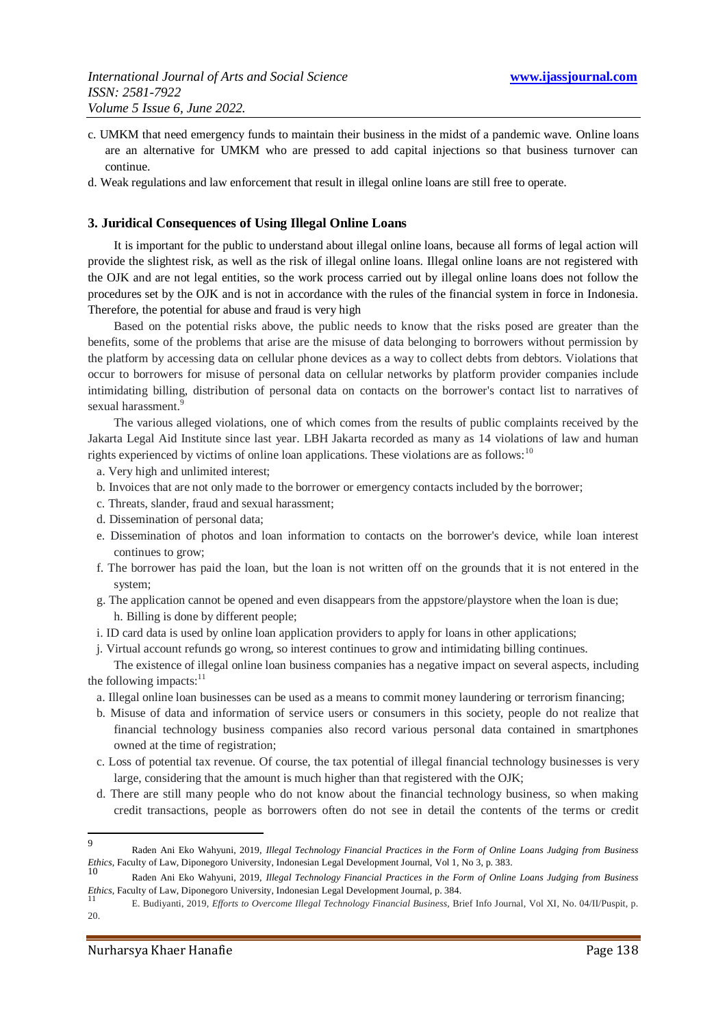c. UMKM that need emergency funds to maintain their business in the midst of a pandemic wave. Online loans are an alternative for UMKM who are pressed to add capital injections so that business turnover can continue.

d. Weak regulations and law enforcement that result in illegal online loans are still free to operate.

### 3. Juridical Consequences of Using Illegal Online Loans

It is important for the public to understand about illegal online loans, because all forms of legal action will provide the slightest risk, as well as the risk of illegal online loans. Illegal online loans are not registered with the OJK and are not legal entities, so the work process carried out by illegal online loans does not follow the procedures set by the OJK and is not in accordance with the rules of the financial system in force in Indonesia. Therefore, the potential for abuse and fraud is very high

Based on the potential risks above, the public needs to know that the risks posed are greater than the benefits, some of the problems that arise are the misuse of data belonging to borrowers without permission by the platform by accessing data on cellular phone devices as a way to collect debts from debtors. Violations that occur to borrowers for misuse of personal data on cellular networks by platform provider companies include intimidating billing, distribution of personal data on contacts on the borrower's contact list to narratives of sexual harassment.[9]

The various alleged violations, one of which comes from the results of public complaints received by the Jakarta Legal Aid Institute since last year. LBH Jakarta recorded as many as 14 violations of law and human rights experienced by victims of online loan applications. These violations are as follows:[10]

a. Very high and unlimited interest;

b. Invoices that are not only made to the borrower or emergency contacts included by the borrower;

c. Threats, slander, fraud and sexual harassment;

d. Dissemination of personal data;

e. Dissemination of photos and loan information to contacts on the borrower's device, while loan interest continues to grow;

f. The borrower has paid the loan, but the loan is not written off on the grounds that it is not entered in the system;

g. The application cannot be opened and even disappears from the appstore/playstore when the loan is due;

h. Billing is done by different people;

i. ID card data is used by online loan application providers to apply for loans in other applications;

j. Virtual account refunds go wrong, so interest continues to grow and intimidating billing continues.

The existence of illegal online loan business companies has a negative impact on several aspects, including the following impacts:[11]

a. Illegal online loan businesses can be used as a means to commit money laundering or terrorism financing;

b. Misuse of data and information of service users or consumers in this society, people do not realize that financial technology business companies also record various personal data contained in smartphones owned at the time of registration;

c. Loss of potential tax revenue. Of course, the tax potential of illegal financial technology businesses is very large, considering that the amount is much higher than that registered with the OJK;

d. There are still many people who do not know about the financial technology business, so when making credit transactions, people as borrowers often do not see in detail the contents of the terms or credit

---

[9] Raden Ani Eko Wahyuni, 2019, *Illegal Technology Financial Practices in the Form of Online Loans Judging from Business Ethics*, Faculty of Law, Diponegoro University, Indonesian Legal Development Journal, Vol 1, No 3, p. 383.

[10] Raden Ani Eko Wahyuni, 2019, *Illegal Technology Financial Practices in the Form of Online Loans Judging from Business Ethics*, Faculty of Law, Diponegoro University, Indonesian Legal Development Journal, p. 384.

[11] E. Budiyanti, 2019, *Efforts to Overcome Illegal Technology Financial Business*, Brief Info Journal, Vol XI, No. 04/II/Puspit, p. 20.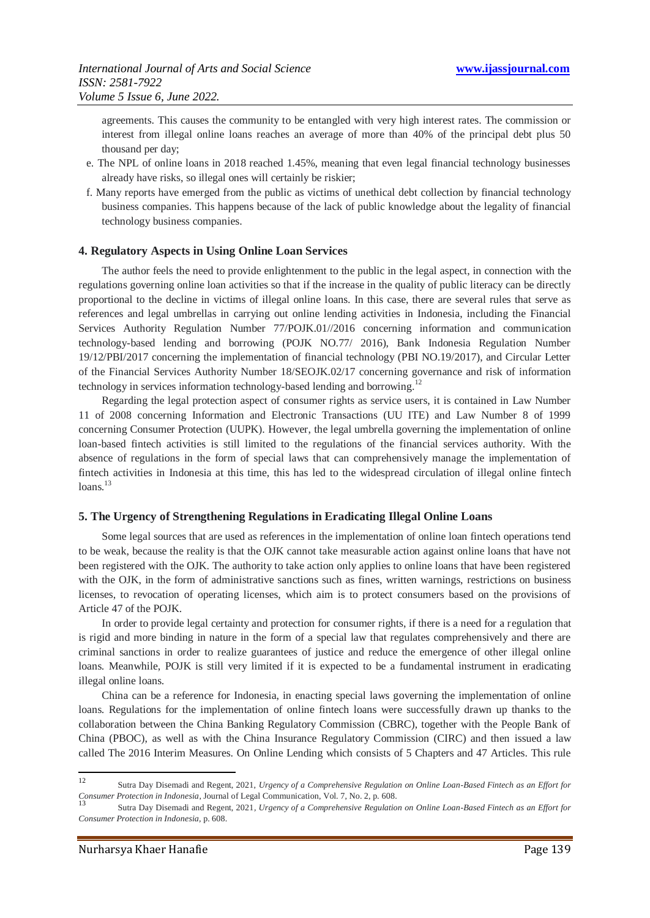agreements. This causes the community to be entangled with very high interest rates. The commission or interest from illegal online loans reaches an average of more than 40% of the principal debt plus 50 thousand per day;

e. The NPL of online loans in 2018 reached 1.45%, meaning that even legal financial technology businesses already have risks, so illegal ones will certainly be riskier;

f. Many reports have emerged from the public as victims of unethical debt collection by financial technology business companies. This happens because of the lack of public knowledge about the legality of financial technology business companies.

## 4. Regulatory Aspects in Using Online Loan Services

The author feels the need to provide enlightenment to the public in the legal aspect, in connection with the regulations governing online loan activities so that if the increase in the quality of public literacy can be directly proportional to the decline in victims of illegal online loans. In this case, there are several rules that serve as references and legal umbrellas in carrying out online lending activities in Indonesia, including the Financial Services Authority Regulation Number 77/POJK.01//2016 concerning information and communication technology-based lending and borrowing (POJK NO.77/ 2016), Bank Indonesia Regulation Number 19/12/PBI/2017 concerning the implementation of financial technology (PBI NO.19/2017), and Circular Letter of the Financial Services Authority Number 18/SEOJK.02/17 concerning governance and risk of information technology in services information technology-based lending and borrowing.[12]

Regarding the legal protection aspect of consumer rights as service users, it is contained in Law Number 11 of 2008 concerning Information and Electronic Transactions (UU ITE) and Law Number 8 of 1999 concerning Consumer Protection (UUPK). However, the legal umbrella governing the implementation of online loan-based fintech activities is still limited to the regulations of the financial services authority. With the absence of regulations in the form of special laws that can comprehensively manage the implementation of fintech activities in Indonesia at this time, this has led to the widespread circulation of illegal online fintech loans.[13]

## 5. The Urgency of Strengthening Regulations in Eradicating Illegal Online Loans

Some legal sources that are used as references in the implementation of online loan fintech operations tend to be weak, because the reality is that the OJK cannot take measurable action against online loans that have not been registered with the OJK. The authority to take action only applies to online loans that have been registered with the OJK, in the form of administrative sanctions such as fines, written warnings, restrictions on business licenses, to revocation of operating licenses, which aim is to protect consumers based on the provisions of Article 47 of the POJK.

In order to provide legal certainty and protection for consumer rights, if there is a need for a regulation that is rigid and more binding in nature in the form of a special law that regulates comprehensively and there are criminal sanctions in order to realize guarantees of justice and reduce the emergence of other illegal online loans. Meanwhile, POJK is still very limited if it is expected to be a fundamental instrument in eradicating illegal online loans.

China can be a reference for Indonesia, in enacting special laws governing the implementation of online loans. Regulations for the implementation of online fintech loans were successfully drawn up thanks to the collaboration between the China Banking Regulatory Commission (CBRC), together with the People Bank of China (PBOC), as well as with the China Insurance Regulatory Commission (CIRC) and then issued a law called The 2016 Interim Measures. On Online Lending which consists of 5 Chapters and 47 Articles. This rule

---

[12] Sutra Day Disemadi and Regent, 2021, *Urgency of a Comprehensive Regulation on Online Loan-Based Fintech as an Effort for Consumer Protection in Indonesia*, Journal of Legal Communication, Vol. 7, No. 2, p. 608.

[13] Sutra Day Disemadi and Regent, 2021, *Urgency of a Comprehensive Regulation on Online Loan-Based Fintech as an Effort for Consumer Protection in Indonesia*, p. 608.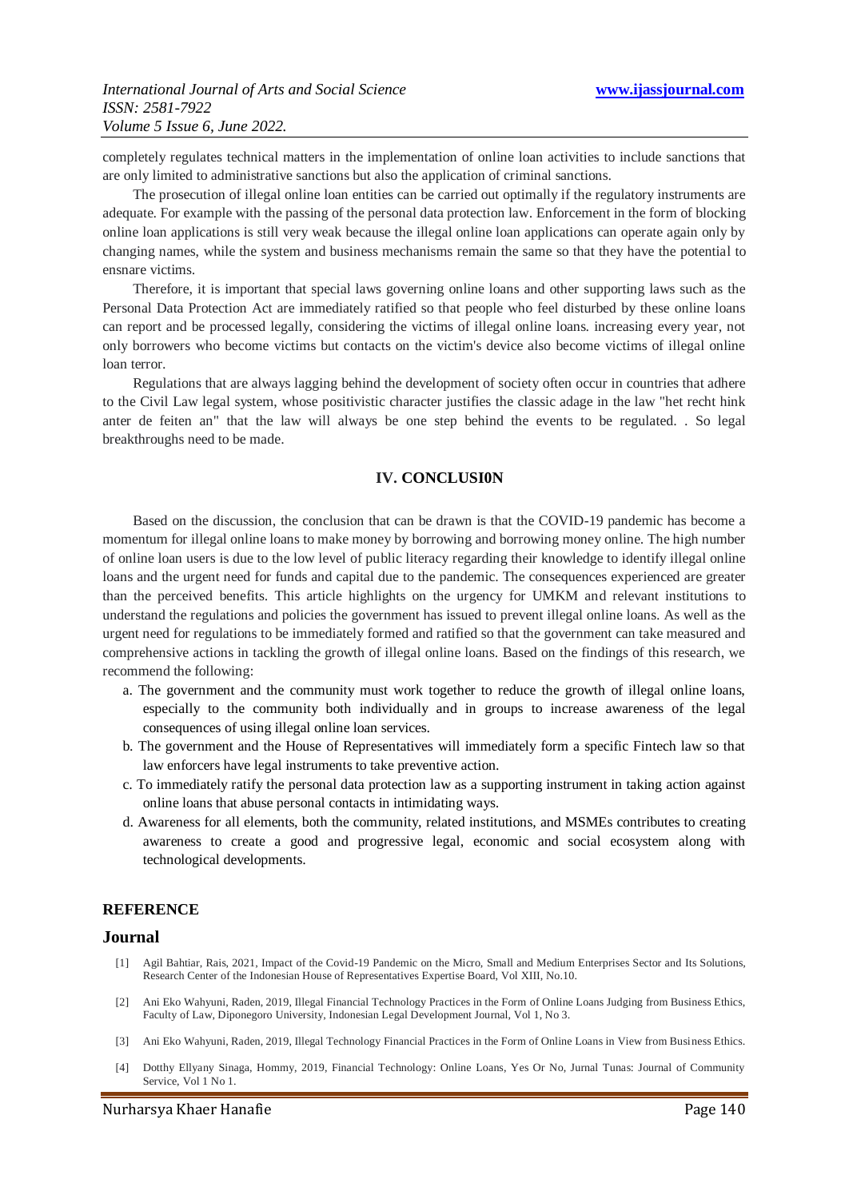completely regulates technical matters in the implementation of online loan activities to include sanctions that are only limited to administrative sanctions but also the application of criminal sanctions.

The prosecution of illegal online loan entities can be carried out optimally if the regulatory instruments are adequate. For example with the passing of the personal data protection law. Enforcement in the form of blocking online loan applications is still very weak because the illegal online loan applications can operate again only by changing names, while the system and business mechanisms remain the same so that they have the potential to ensnare victims.

Therefore, it is important that special laws governing online loans and other supporting laws such as the Personal Data Protection Act are immediately ratified so that people who feel disturbed by these online loans can report and be processed legally, considering the victims of illegal online loans. increasing every year, not only borrowers who become victims but contacts on the victim's device also become victims of illegal online loan terror.

Regulations that are always lagging behind the development of society often occur in countries that adhere to the Civil Law legal system, whose positivistic character justifies the classic adage in the law "het recht hink anter de feiten an" that the law will always be one step behind the events to be regulated. . So legal breakthroughs need to be made.

## IV. CONCLUSI0N

Based on the discussion, the conclusion that can be drawn is that the COVID-19 pandemic has become a momentum for illegal online loans to make money by borrowing and borrowing money online. The high number of online loan users is due to the low level of public literacy regarding their knowledge to identify illegal online loans and the urgent need for funds and capital due to the pandemic. The consequences experienced are greater than the perceived benefits. This article highlights on the urgency for UMKM and relevant institutions to understand the regulations and policies the government has issued to prevent illegal online loans. As well as the urgent need for regulations to be immediately formed and ratified so that the government can take measured and comprehensive actions in tackling the growth of illegal online loans. Based on the findings of this research, we recommend the following:

a. The government and the community must work together to reduce the growth of illegal online loans, especially to the community both individually and in groups to increase awareness of the legal consequences of using illegal online loan services.
b. The government and the House of Representatives will immediately form a specific Fintech law so that law enforcers have legal instruments to take preventive action.
c. To immediately ratify the personal data protection law as a supporting instrument in taking action against online loans that abuse personal contacts in intimidating ways.
d. Awareness for all elements, both the community, related institutions, and MSMEs contributes to creating awareness to create a good and progressive legal, economic and social ecosystem along with technological developments.

## REFERENCE

### Journal

[1] Agil Bahtiar, Rais, 2021, Impact of the Covid-19 Pandemic on the Micro, Small and Medium Enterprises Sector and Its Solutions, Research Center of the Indonesian House of Representatives Expertise Board, Vol XIII, No.10.

[2] Ani Eko Wahyuni, Raden, 2019, Illegal Financial Technology Practices in the Form of Online Loans Judging from Business Ethics, Faculty of Law, Diponegoro University, Indonesian Legal Development Journal, Vol 1, No 3.

[3] Ani Eko Wahyuni, Raden, 2019, Illegal Technology Financial Practices in the Form of Online Loans in View from Business Ethics.

[4] Dotthy Ellyany Sinaga, Hommy, 2019, Financial Technology: Online Loans, Yes Or No, Jurnal Tunas: Journal of Community Service, Vol 1 No 1.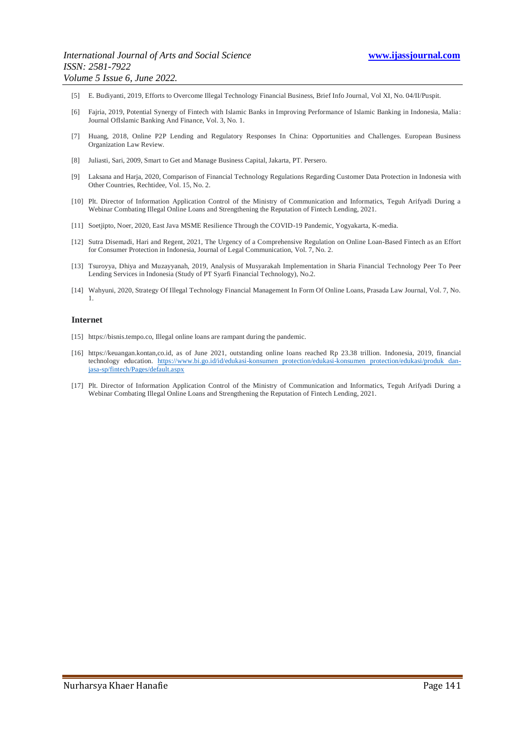[5] E. Budiyanti, 2019, Efforts to Overcome Illegal Technology Financial Business, Brief Info Journal, Vol XI, No. 04/II/Puspit.

[6] Fajria, 2019, Potential Synergy of Fintech with Islamic Banks in Improving Performance of Islamic Banking in Indonesia, Malia: Journal OfIslamic Banking And Finance, Vol. 3, No. 1.

[7] Huang, 2018, Online P2P Lending and Regulatory Responses In China: Opportunities and Challenges. European Business Organization Law Review.

[8] Juliasti, Sari, 2009, Smart to Get and Manage Business Capital, Jakarta, PT. Persero.

[9] Laksana and Harja, 2020, Comparison of Financial Technology Regulations Regarding Customer Data Protection in Indonesia with Other Countries, Rechtidee, Vol. 15, No. 2.

[10] Plt. Director of Information Application Control of the Ministry of Communication and Informatics, Teguh Arifyadi During a Webinar Combating Illegal Online Loans and Strengthening the Reputation of Fintech Lending, 2021.

[11] Soetjipto, Noer, 2020, East Java MSME Resilience Through the COVID-19 Pandemic, Yogyakarta, K-media.

[12] Sutra Disemadi, Hari and Regent, 2021, The Urgency of a Comprehensive Regulation on Online Loan-Based Fintech as an Effort for Consumer Protection in Indonesia, Journal of Legal Communication, Vol. 7, No. 2.

[13] Tsuroyya, Dhiya and Muzayyanah, 2019, Analysis of Musyarakah Implementation in Sharia Financial Technology Peer To Peer Lending Services in Indonesia (Study of PT Syarfi Financial Technology), No.2.

[14] Wahyuni, 2020, Strategy Of Illegal Technology Financial Management In Form Of Online Loans, Prasada Law Journal, Vol. 7, No. 1.

### Internet

[15] https://bisnis.tempo.co, Illegal online loans are rampant during the pandemic.

[16] https://keuangan.kontan,co.id, as of June 2021, outstanding online loans reached Rp 23.38 trillion. Indonesia, 2019, financial technology education. https://www.bi.go.id/id/edukasi-konsumen_protection/edukasi-konsumen_protection/edukasi/produk_dan-jasa-sp/fintech/Pages/default.aspx

[17] Plt. Director of Information Application Control of the Ministry of Communication and Informatics, Teguh Arifyadi During a Webinar Combating Illegal Online Loans and Strengthening the Reputation of Fintech Lending, 2021.